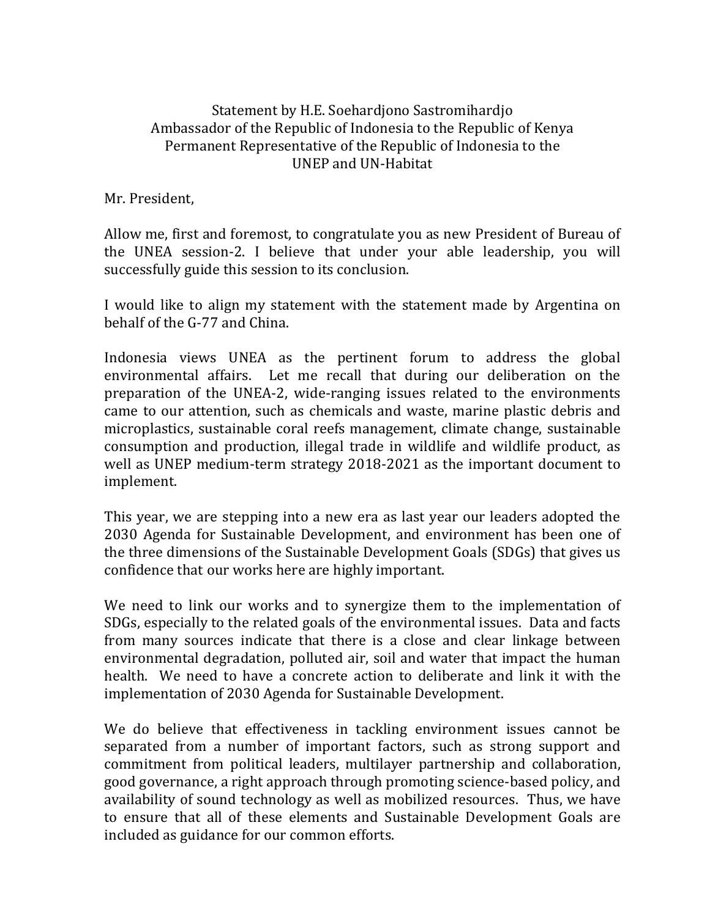Statement by H.E. Soehardjono Sastromihardjo
Ambassador of the Republic of Indonesia to the Republic of Kenya
Permanent Representative of the Republic of Indonesia to the
UNEP and UN-Habitat

Mr. President,

Allow me, first and foremost, to congratulate you as new President of Bureau of the UNEA session-2. I believe that under your able leadership, you will successfully guide this session to its conclusion.

I would like to align my statement with the statement made by Argentina on behalf of the G-77 and China.

Indonesia views UNEA as the pertinent forum to address the global environmental affairs. Let me recall that during our deliberation on the preparation of the UNEA-2, wide-ranging issues related to the environments came to our attention, such as chemicals and waste, marine plastic debris and microplastics, sustainable coral reefs management, climate change, sustainable consumption and production, illegal trade in wildlife and wildlife product, as well as UNEP medium-term strategy 2018-2021 as the important document to implement.

This year, we are stepping into a new era as last year our leaders adopted the 2030 Agenda for Sustainable Development, and environment has been one of the three dimensions of the Sustainable Development Goals (SDGs) that gives us confidence that our works here are highly important.

We need to link our works and to synergize them to the implementation of SDGs, especially to the related goals of the environmental issues. Data and facts from many sources indicate that there is a close and clear linkage between environmental degradation, polluted air, soil and water that impact the human health. We need to have a concrete action to deliberate and link it with the implementation of 2030 Agenda for Sustainable Development.

We do believe that effectiveness in tackling environment issues cannot be separated from a number of important factors, such as strong support and commitment from political leaders, multilayer partnership and collaboration, good governance, a right approach through promoting science-based policy, and availability of sound technology as well as mobilized resources. Thus, we have to ensure that all of these elements and Sustainable Development Goals are included as guidance for our common efforts.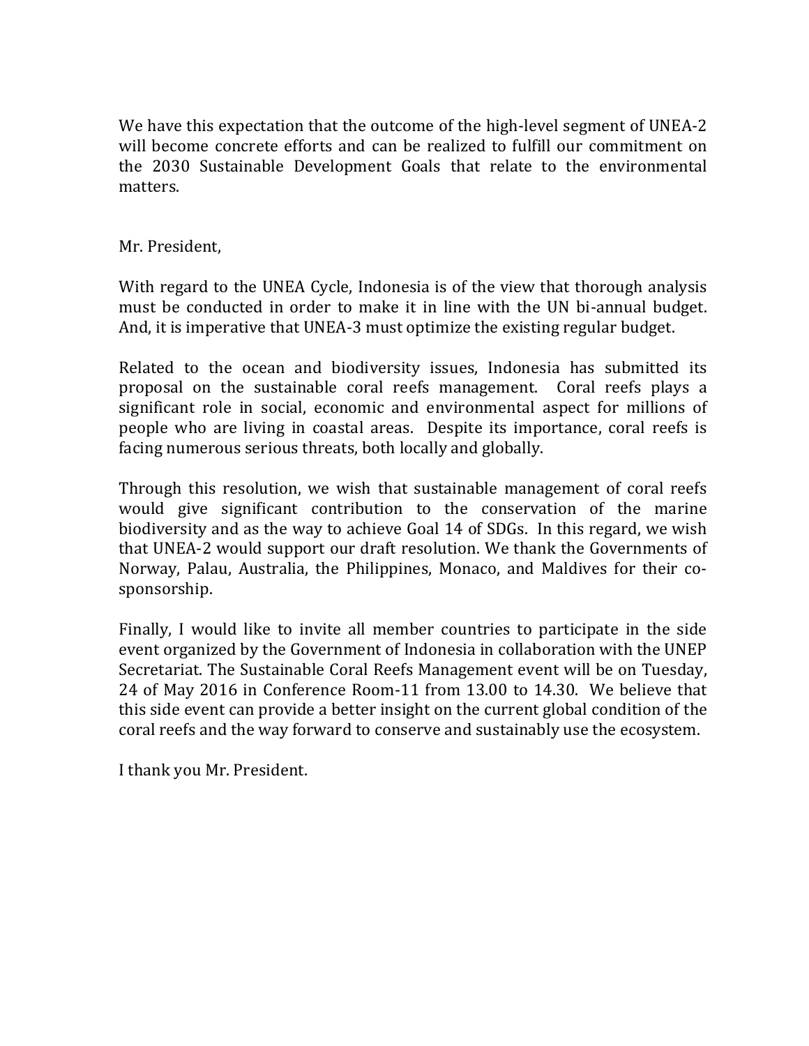We have this expectation that the outcome of the high-level segment of UNEA-2 will become concrete efforts and can be realized to fulfill our commitment on the 2030 Sustainable Development Goals that relate to the environmental matters.

Mr. President,

With regard to the UNEA Cycle, Indonesia is of the view that thorough analysis must be conducted in order to make it in line with the UN bi-annual budget. And, it is imperative that UNEA-3 must optimize the existing regular budget.

Related to the ocean and biodiversity issues, Indonesia has submitted its proposal on the sustainable coral reefs management. Coral reefs plays a significant role in social, economic and environmental aspect for millions of people who are living in coastal areas. Despite its importance, coral reefs is facing numerous serious threats, both locally and globally.

Through this resolution, we wish that sustainable management of coral reefs would give significant contribution to the conservation of the marine biodiversity and as the way to achieve Goal 14 of SDGs. In this regard, we wish that UNEA-2 would support our draft resolution. We thank the Governments of Norway, Palau, Australia, the Philippines, Monaco, and Maldives for their co-sponsorship.

Finally, I would like to invite all member countries to participate in the side event organized by the Government of Indonesia in collaboration with the UNEP Secretariat. The Sustainable Coral Reefs Management event will be on Tuesday, 24 of May 2016 in Conference Room-11 from 13.00 to 14.30. We believe that this side event can provide a better insight on the current global condition of the coral reefs and the way forward to conserve and sustainably use the ecosystem.

I thank you Mr. President.